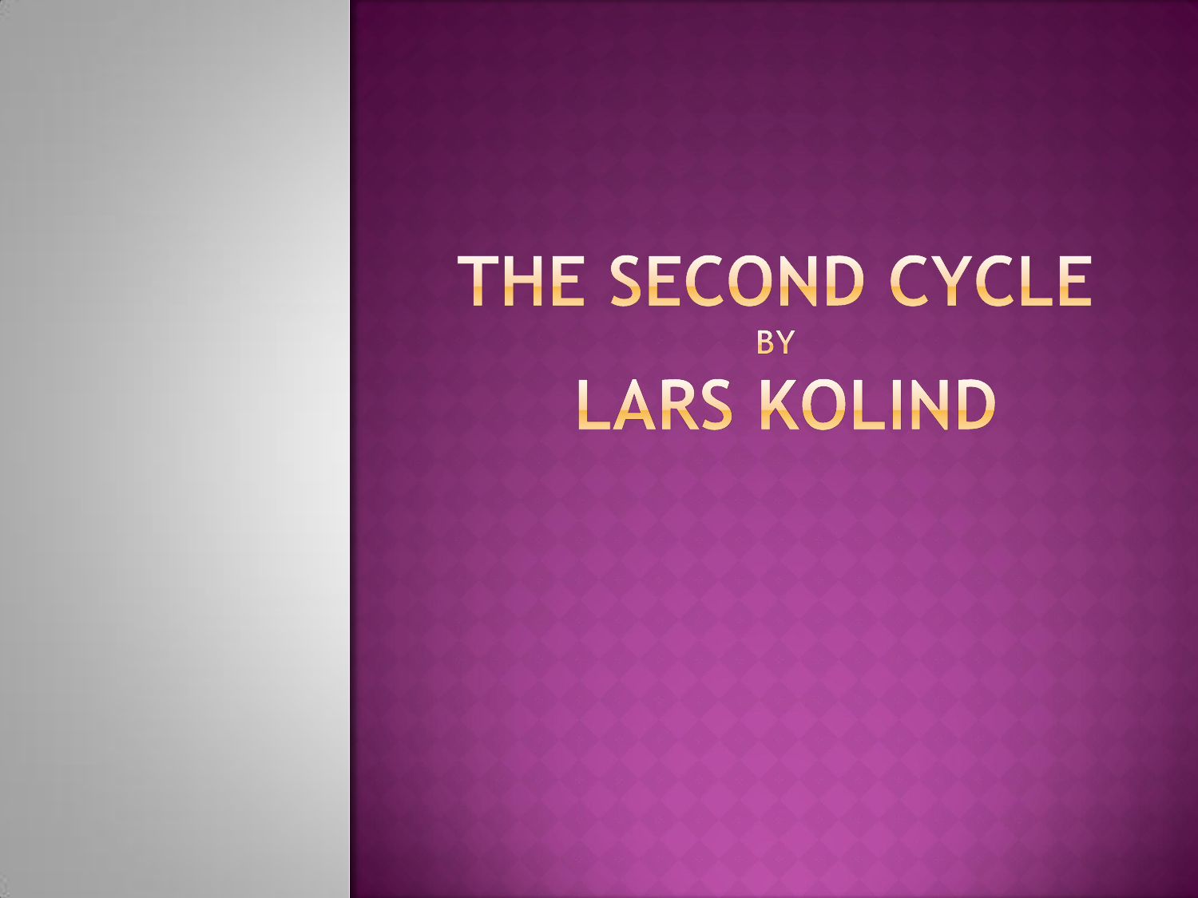# THE SECOND CYCLE

BY

# LARS KOLIND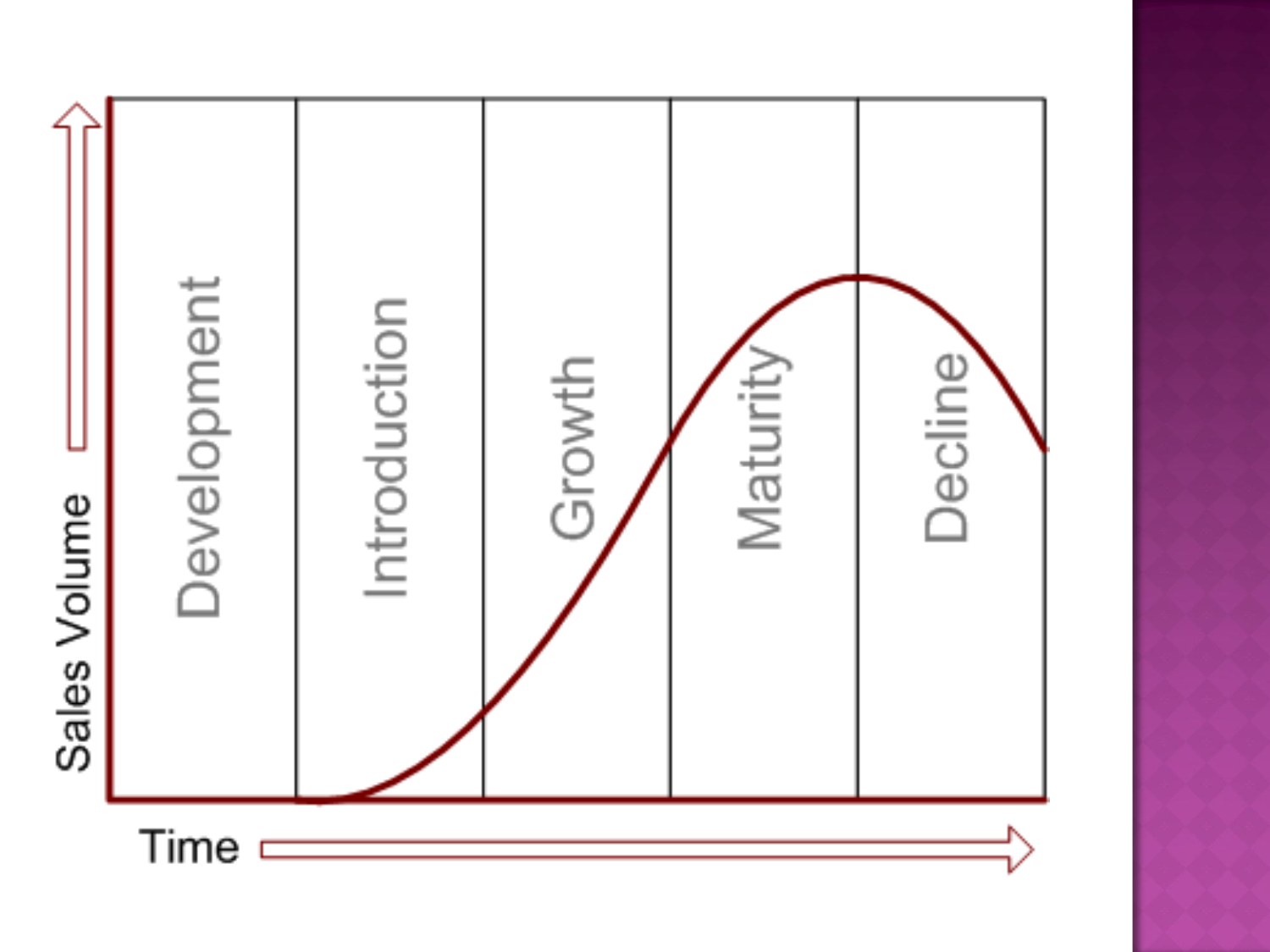Sales Volume

Development

Introduction

Growth

Maturity

Decline

Time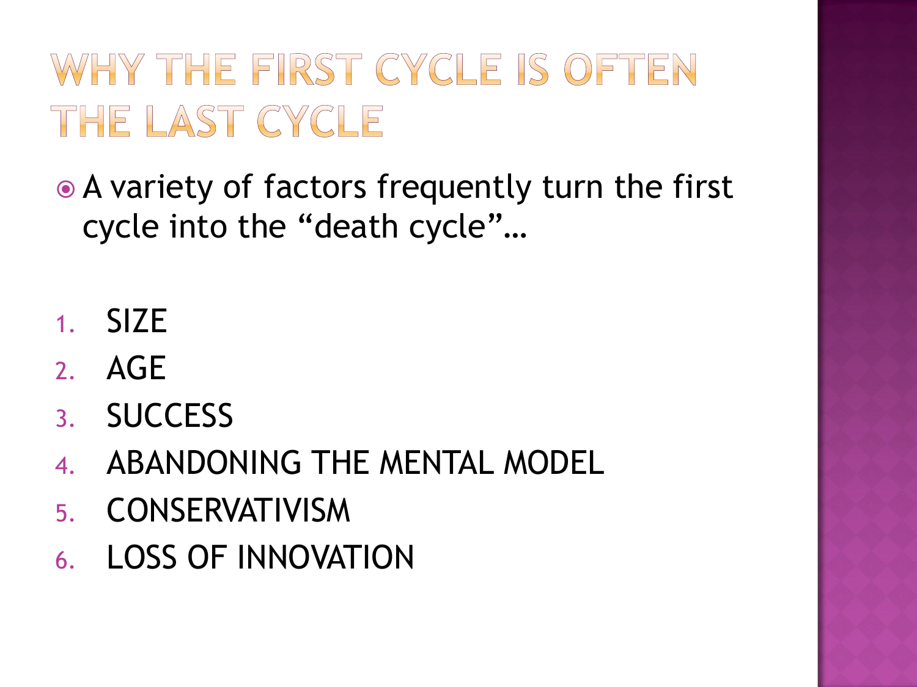# WHY THE FIRST CYCLE IS OFTEN THE LAST CYCLE

- A variety of factors frequently turn the first cycle into the “death cycle”…

1. SIZE
2. AGE
3. SUCCESS
4. ABANDONING THE MENTAL MODEL
5. CONSERVATIVISM
6. LOSS OF INNOVATION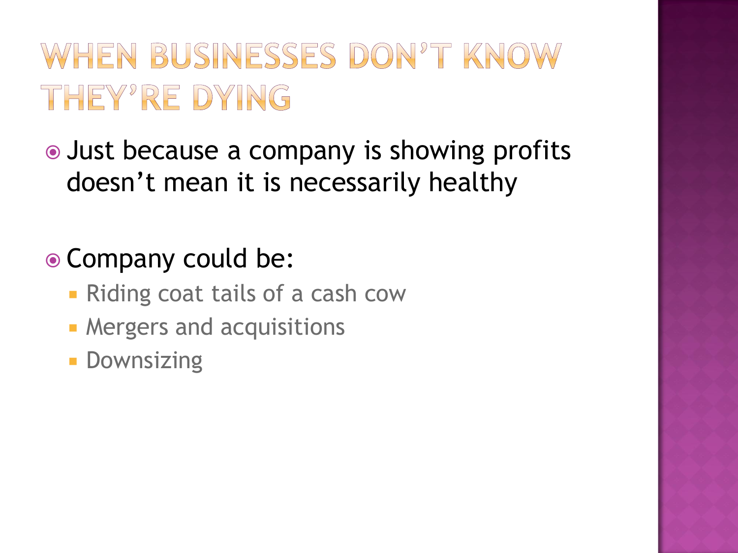# WHEN BUSINESSES DON'T KNOW THEY'RE DYING

- Just because a company is showing profits doesn't mean it is necessarily healthy

- Company could be:
  - Riding coat tails of a cash cow
  - Mergers and acquisitions
  - Downsizing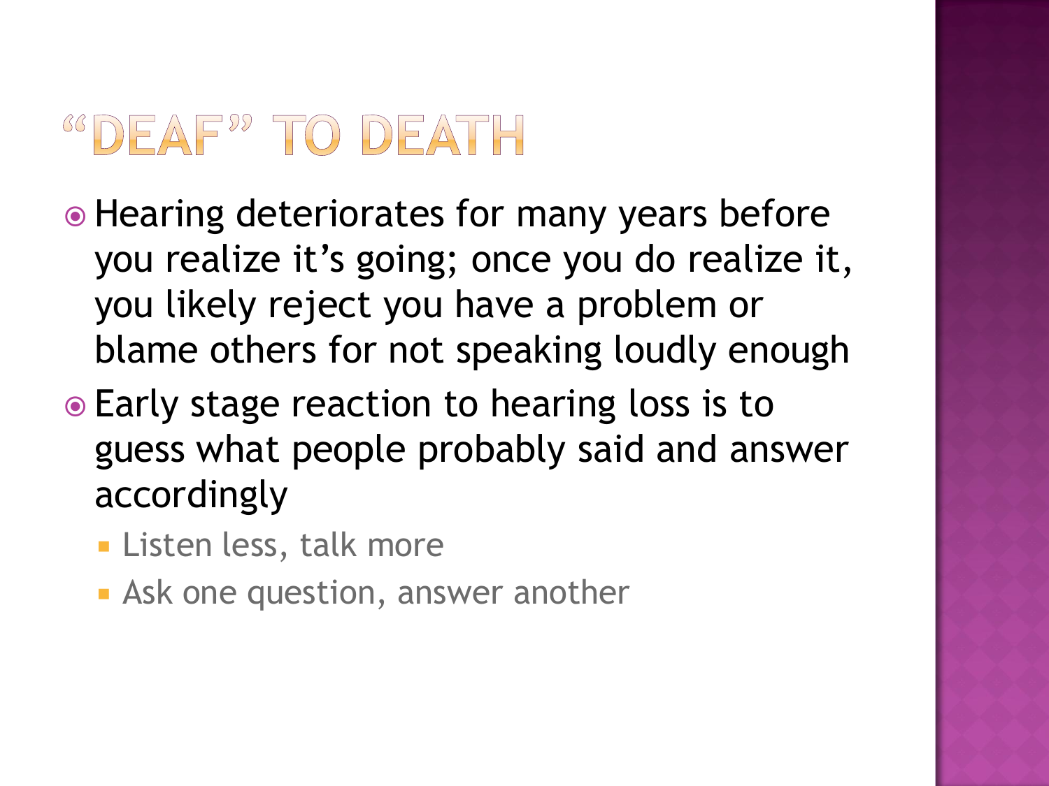# "DEAF" TO DEATH

- Hearing deteriorates for many years before you realize it's going; once you do realize it, you likely reject you have a problem or blame others for not speaking loudly enough
- Early stage reaction to hearing loss is to guess what people probably said and answer accordingly
  - Listen less, talk more
  - Ask one question, answer another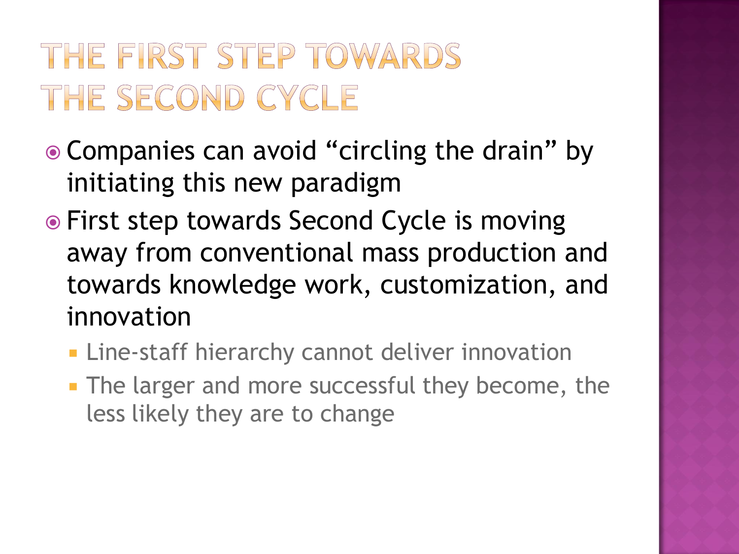# THE FIRST STEP TOWARDS THE SECOND CYCLE

- Companies can avoid "circling the drain" by initiating this new paradigm
- First step towards Second Cycle is moving away from conventional mass production and towards knowledge work, customization, and innovation
  - Line-staff hierarchy cannot deliver innovation
  - The larger and more successful they become, the less likely they are to change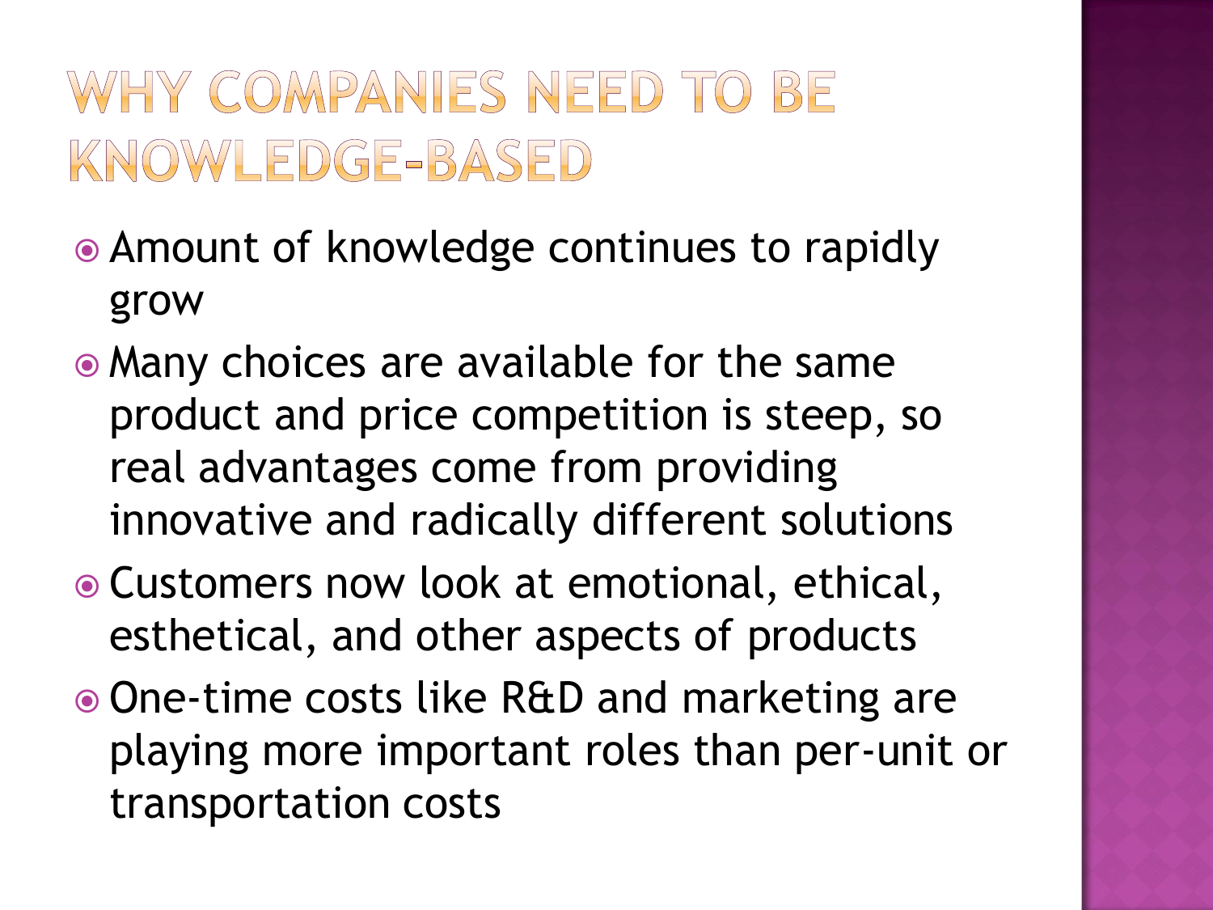# WHY COMPANIES NEED TO BE KNOWLEDGE-BASED

- Amount of knowledge continues to rapidly grow
- Many choices are available for the same product and price competition is steep, so real advantages come from providing innovative and radically different solutions
- Customers now look at emotional, ethical, esthetical, and other aspects of products
- One-time costs like R&D and marketing are playing more important roles than per-unit or transportation costs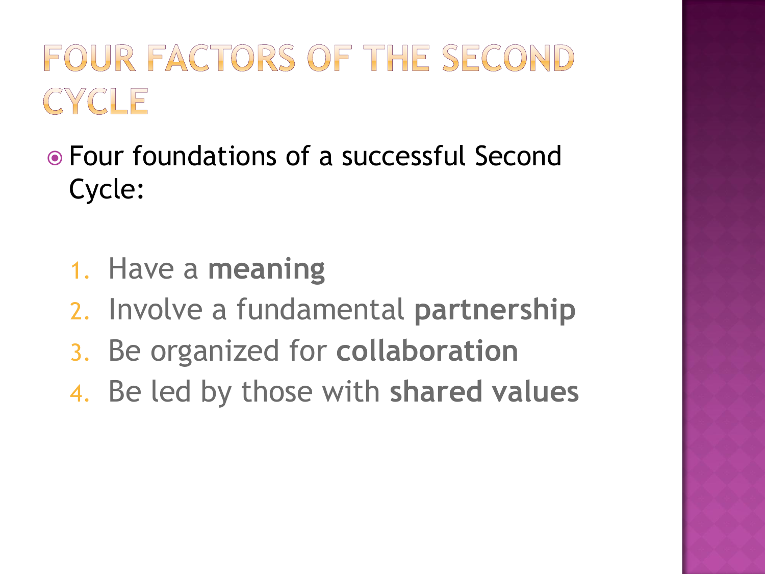# FOUR FACTORS OF THE SECOND CYCLE

- Four foundations of a successful Second Cycle:

  1. Have a **meaning**
  2. Involve a fundamental **partnership**
  3. Be organized for **collaboration**
  4. Be led by those with **shared values**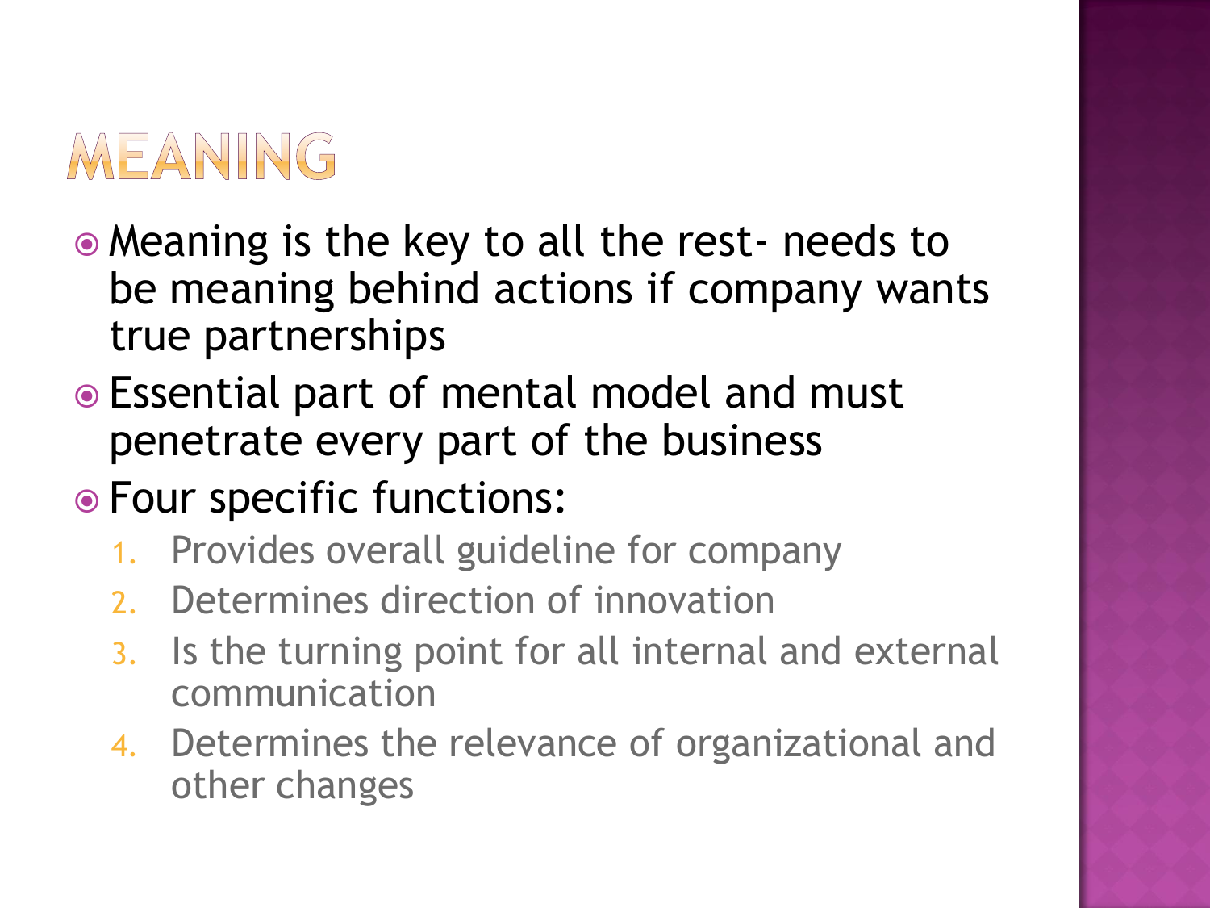# MEANING

- Meaning is the key to all the rest- needs to be meaning behind actions if company wants true partnerships
- Essential part of mental model and must penetrate every part of the business
- Four specific functions:
  1. Provides overall guideline for company
  2. Determines direction of innovation
  3. Is the turning point for all internal and external communication
  4. Determines the relevance of organizational and other changes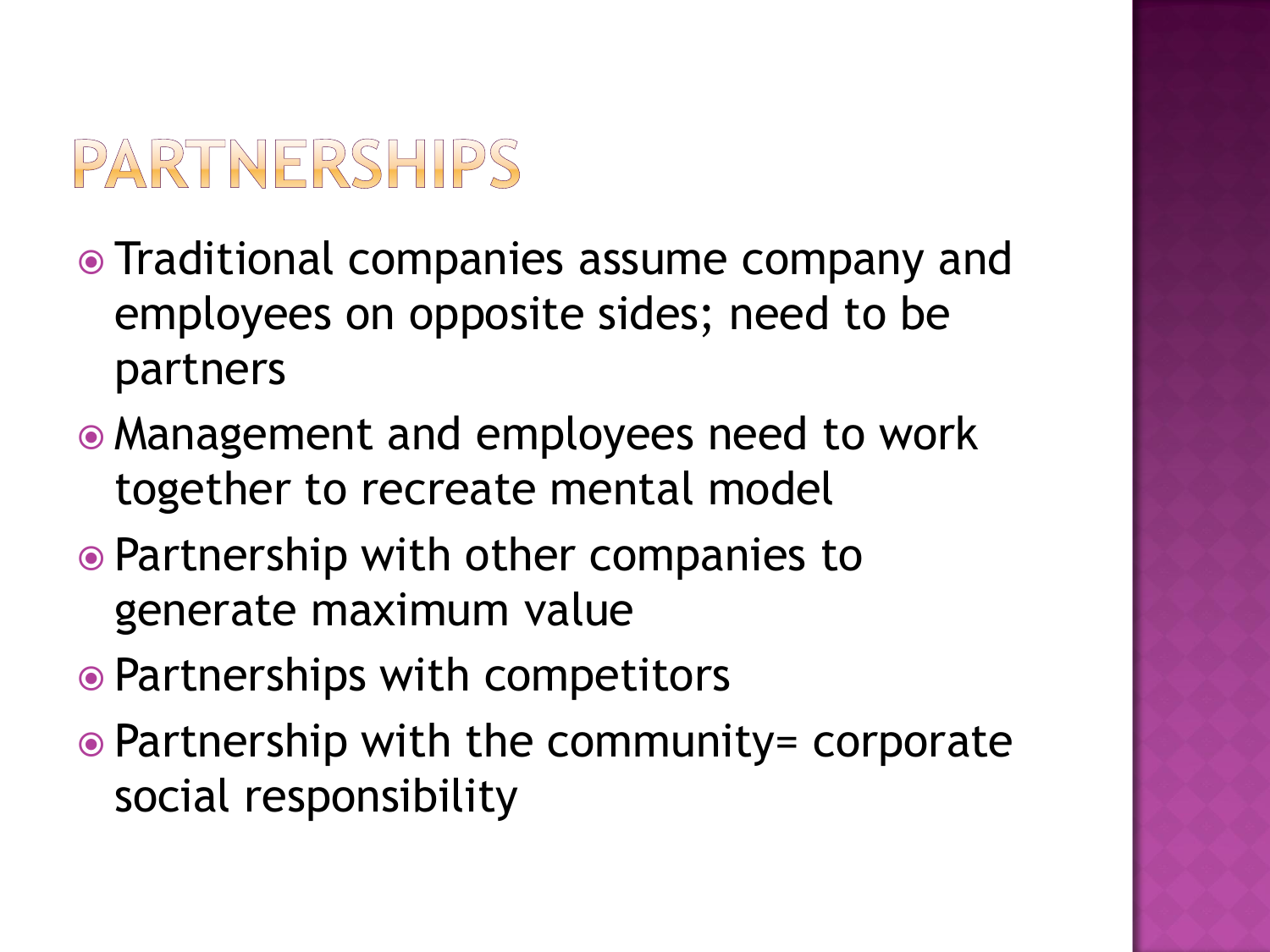# PARTNERSHIPS

- Traditional companies assume company and employees on opposite sides; need to be partners
- Management and employees need to work together to recreate mental model
- Partnership with other companies to generate maximum value
- Partnerships with competitors
- Partnership with the community= corporate social responsibility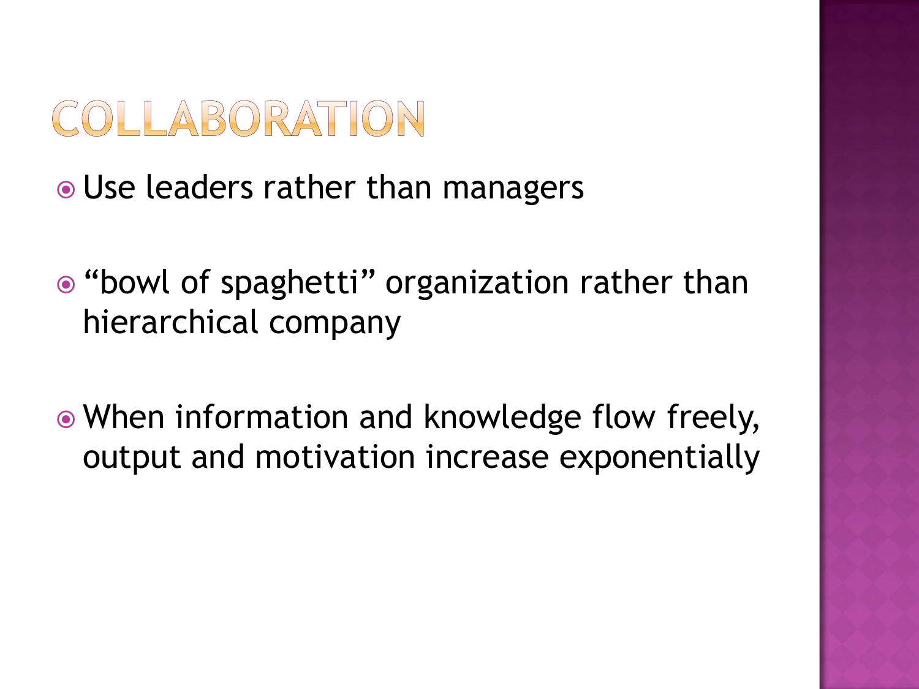# COLLABORATION

- Use leaders rather than managers
- "bowl of spaghetti" organization rather than hierarchical company
- When information and knowledge flow freely, output and motivation increase exponentially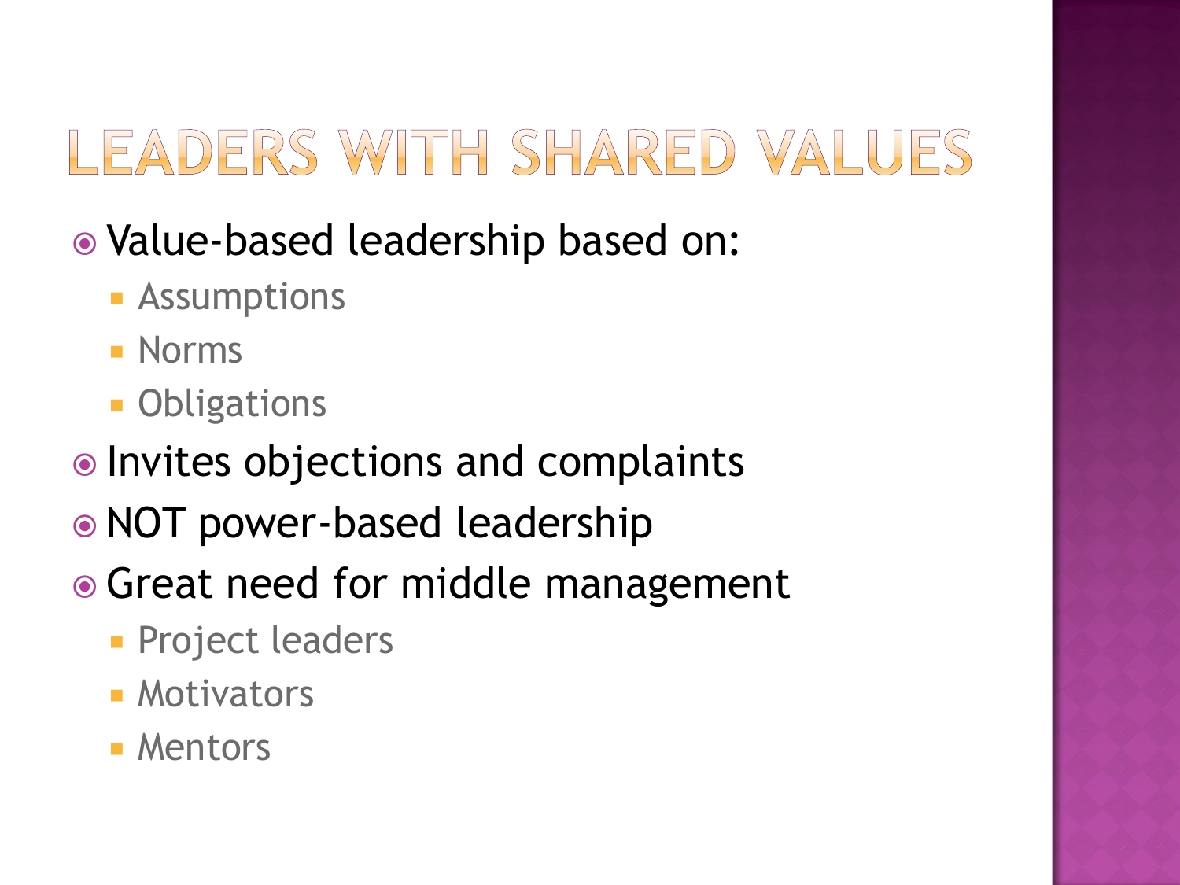# LEADERS WITH SHARED VALUES

- Value-based leadership based on:
  - Assumptions
  - Norms
  - Obligations
- Invites objections and complaints
- NOT power-based leadership
- Great need for middle management
  - Project leaders
  - Motivators
  - Mentors